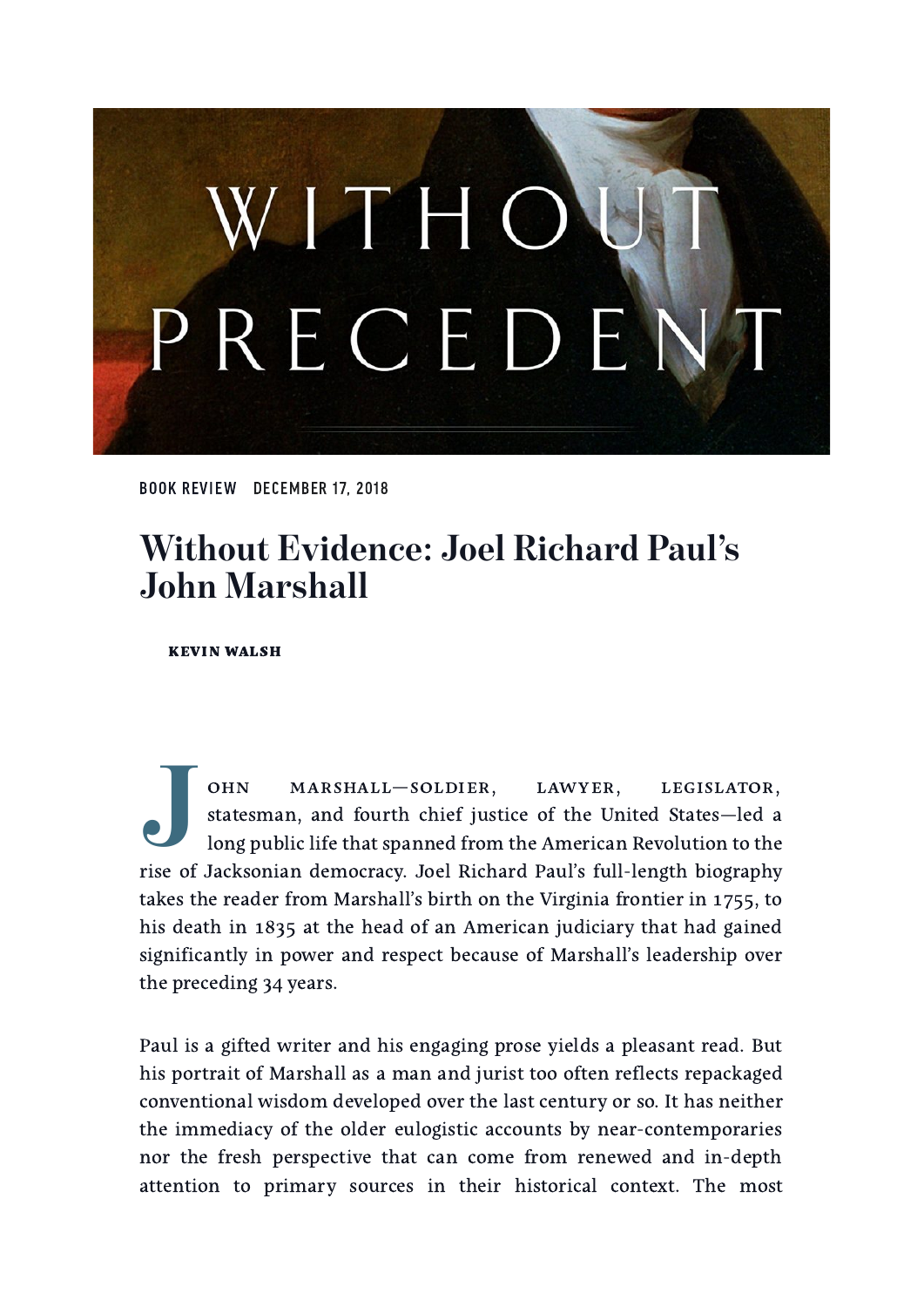BOOK REVIEW DECEMBER 17, 2018

# Without Evidence: Joel Richard Paul's John Marshall

**KEVIN WALSH**

John Marshall—soldier, lawyer, legislator, statesman, and fourth chief justice of the United States—led a long public life that spanned from the American Revolution to the rise of Jacksonian democracy. Joel Richard Paul's full-length biography takes the reader from Marshall's birth on the Virginia frontier in 1755, to his death in 1835 at the head of an American judiciary that had gained significantly in power and respect because of Marshall's leadership over the preceding 34 years.

Paul is a gifted writer and his engaging prose yields a pleasant read. But his portrait of Marshall as a man and jurist too often reflects repackaged conventional wisdom developed over the last century or so. It has neither the immediacy of the older eulogistic accounts by near-contemporaries nor the fresh perspective that can come from renewed and in-depth attention to primary sources in their historical context. The most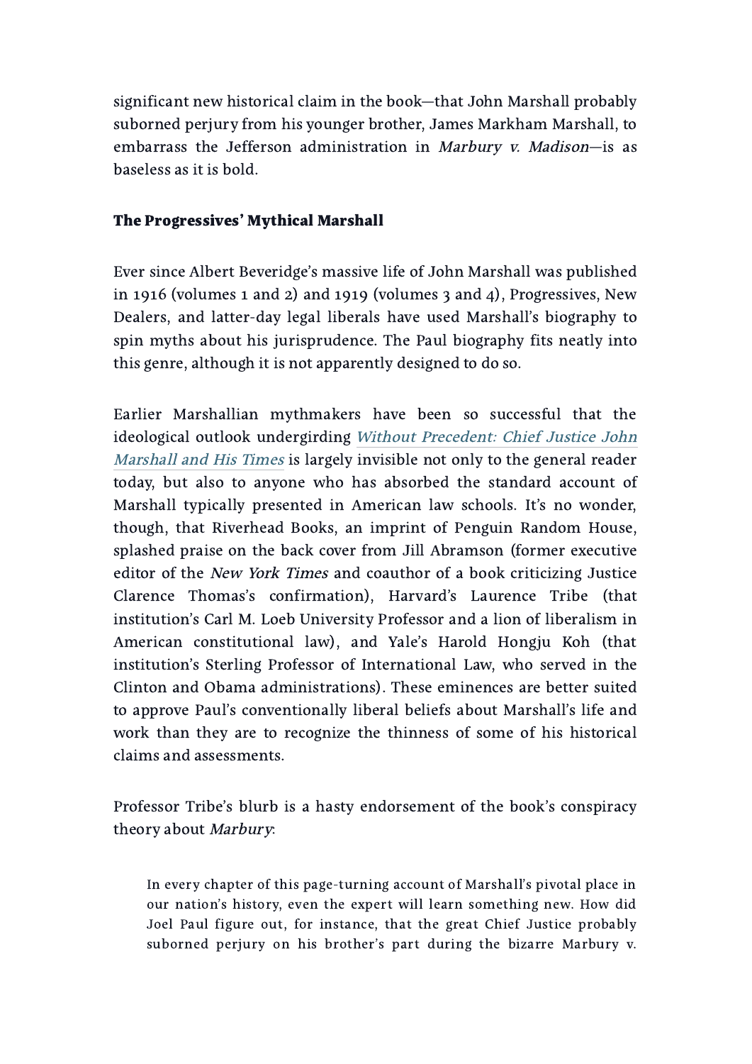significant new historical claim in the book—that John Marshall probably suborned perjury from his younger brother, James Markham Marshall, to embarrass the Jefferson administration in *Marbury v. Madison*—is as baseless as it is bold.

## The Progressives' Mythical Marshall

Ever since Albert Beveridge's massive life of John Marshall was published in 1916 (volumes 1 and 2) and 1919 (volumes 3 and 4), Progressives, New Dealers, and latter-day legal liberals have used Marshall's biography to spin myths about his jurisprudence. The Paul biography fits neatly into this genre, although it is not apparently designed to do so.

Earlier Marshallian mythmakers have been so successful that the ideological outlook undergirding *Without Precedent: Chief Justice John Marshall and His Times* is largely invisible not only to the general reader today, but also to anyone who has absorbed the standard account of Marshall typically presented in American law schools. It's no wonder, though, that Riverhead Books, an imprint of Penguin Random House, splashed praise on the back cover from Jill Abramson (former executive editor of the *New York Times* and coauthor of a book criticizing Justice Clarence Thomas's confirmation), Harvard's Laurence Tribe (that institution's Carl M. Loeb University Professor and a lion of liberalism in American constitutional law), and Yale's Harold Hongju Koh (that institution's Sterling Professor of International Law, who served in the Clinton and Obama administrations). These eminences are better suited to approve Paul's conventionally liberal beliefs about Marshall's life and work than they are to recognize the thinness of some of his historical claims and assessments.

Professor Tribe's blurb is a hasty endorsement of the book's conspiracy theory about *Marbury*:

> In every chapter of this page-turning account of Marshall's pivotal place in our nation's history, even the expert will learn something new. How did Joel Paul figure out, for instance, that the great Chief Justice probably suborned perjury on his brother's part during the bizarre Marbury v.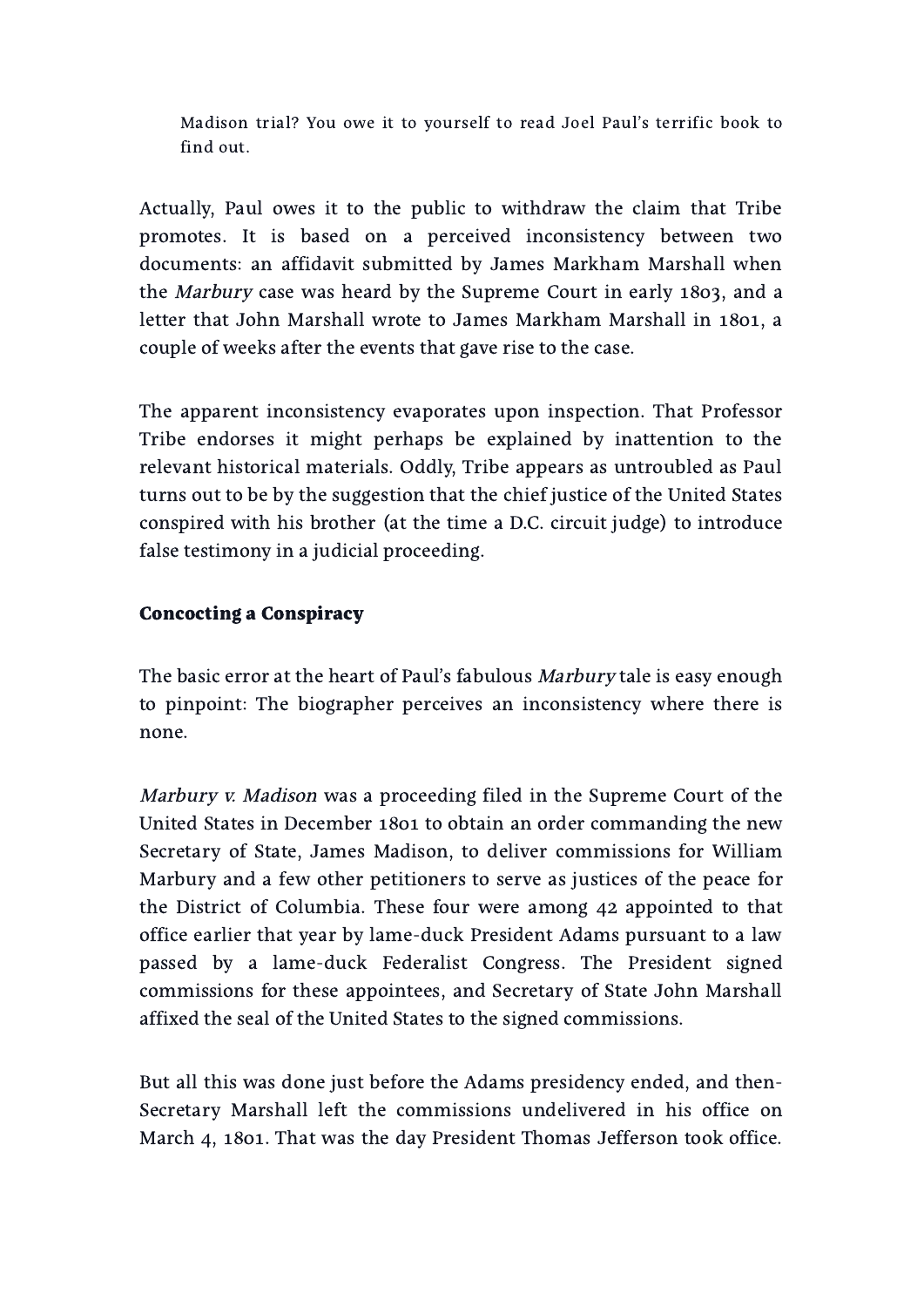> Madison trial? You owe it to yourself to read Joel Paul's terrific book to find out.

Actually, Paul owes it to the public to withdraw the claim that Tribe promotes. It is based on a perceived inconsistency between two documents: an affidavit submitted by James Markham Marshall when the *Marbury* case was heard by the Supreme Court in early 1803, and a letter that John Marshall wrote to James Markham Marshall in 1801, a couple of weeks after the events that gave rise to the case.

The apparent inconsistency evaporates upon inspection. That Professor Tribe endorses it might perhaps be explained by inattention to the relevant historical materials. Oddly, Tribe appears as untroubled as Paul turns out to be by the suggestion that the chief justice of the United States conspired with his brother (at the time a D.C. circuit judge) to introduce false testimony in a judicial proceeding.

### Concocting a Conspiracy

The basic error at the heart of Paul's fabulous *Marbury* tale is easy enough to pinpoint: The biographer perceives an inconsistency where there is none.

*Marbury v. Madison* was a proceeding filed in the Supreme Court of the United States in December 1801 to obtain an order commanding the new Secretary of State, James Madison, to deliver commissions for William Marbury and a few other petitioners to serve as justices of the peace for the District of Columbia. These four were among 42 appointed to that office earlier that year by lame-duck President Adams pursuant to a law passed by a lame-duck Federalist Congress. The President signed commissions for these appointees, and Secretary of State John Marshall affixed the seal of the United States to the signed commissions.

But all this was done just before the Adams presidency ended, and then-Secretary Marshall left the commissions undelivered in his office on March 4, 1801. That was the day President Thomas Jefferson took office.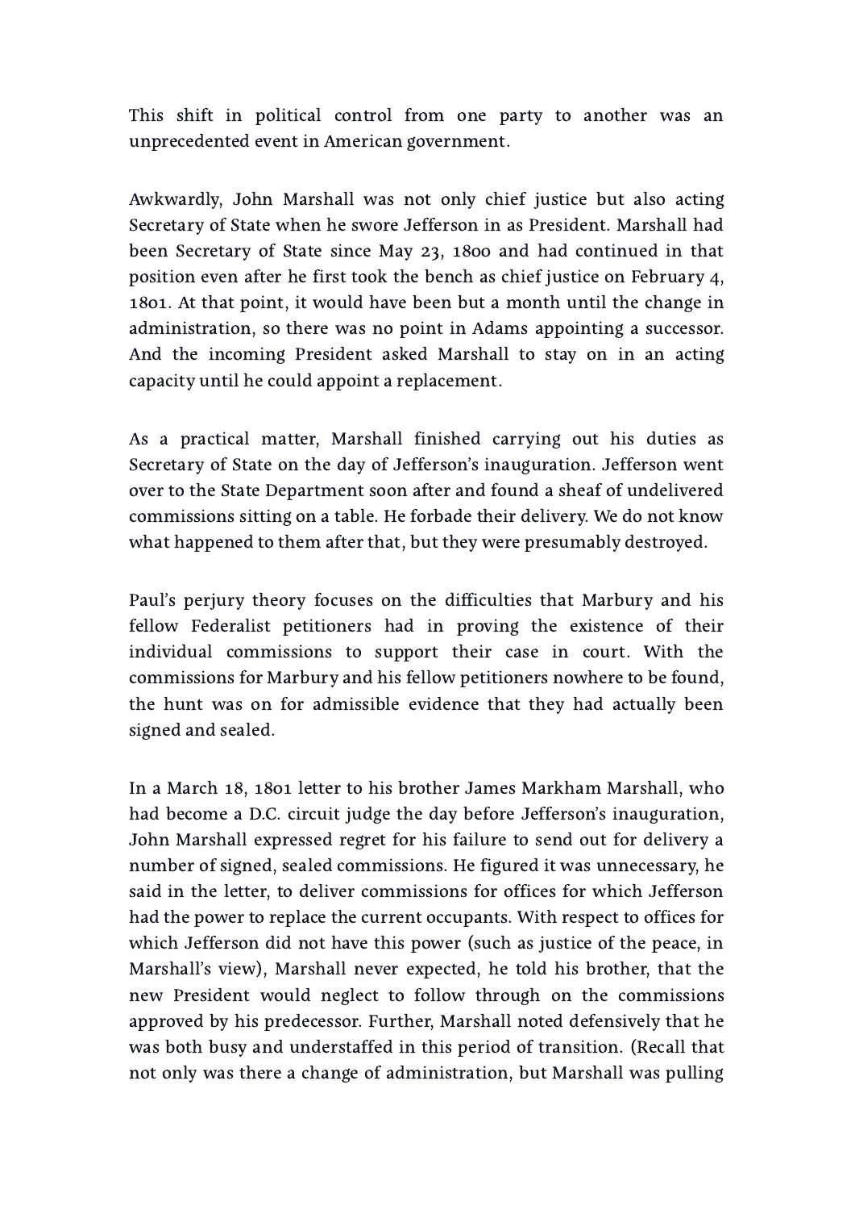This shift in political control from one party to another was an unprecedented event in American government.

Awkwardly, John Marshall was not only chief justice but also acting Secretary of State when he swore Jefferson in as President. Marshall had been Secretary of State since May 23, 1800 and had continued in that position even after he first took the bench as chief justice on February 4, 1801. At that point, it would have been but a month until the change in administration, so there was no point in Adams appointing a successor. And the incoming President asked Marshall to stay on in an acting capacity until he could appoint a replacement.

As a practical matter, Marshall finished carrying out his duties as Secretary of State on the day of Jefferson's inauguration. Jefferson went over to the State Department soon after and found a sheaf of undelivered commissions sitting on a table. He forbade their delivery. We do not know what happened to them after that, but they were presumably destroyed.

Paul's perjury theory focuses on the difficulties that Marbury and his fellow Federalist petitioners had in proving the existence of their individual commissions to support their case in court. With the commissions for Marbury and his fellow petitioners nowhere to be found, the hunt was on for admissible evidence that they had actually been signed and sealed.

In a March 18, 1801 letter to his brother James Markham Marshall, who had become a D.C. circuit judge the day before Jefferson's inauguration, John Marshall expressed regret for his failure to send out for delivery a number of signed, sealed commissions. He figured it was unnecessary, he said in the letter, to deliver commissions for offices for which Jefferson had the power to replace the current occupants. With respect to offices for which Jefferson did not have this power (such as justice of the peace, in Marshall's view), Marshall never expected, he told his brother, that the new President would neglect to follow through on the commissions approved by his predecessor. Further, Marshall noted defensively that he was both busy and understaffed in this period of transition. (Recall that not only was there a change of administration, but Marshall was pulling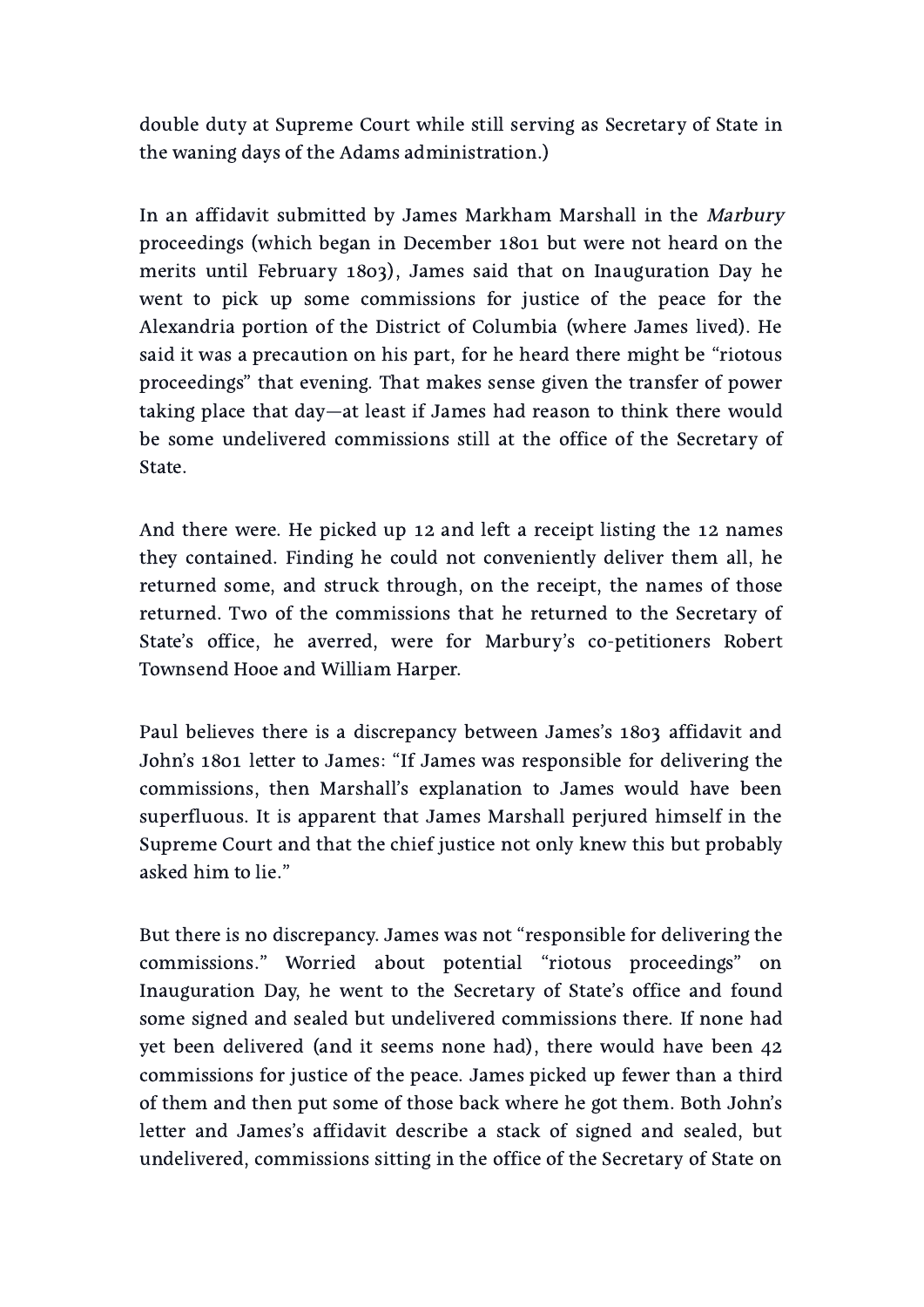double duty at Supreme Court while still serving as Secretary of State in the waning days of the Adams administration.)

In an affidavit submitted by James Markham Marshall in the *Marbury* proceedings (which began in December 1801 but were not heard on the merits until February 1803), James said that on Inauguration Day he went to pick up some commissions for justice of the peace for the Alexandria portion of the District of Columbia (where James lived). He said it was a precaution on his part, for he heard there might be "riotous proceedings" that evening. That makes sense given the transfer of power taking place that day—at least if James had reason to think there would be some undelivered commissions still at the office of the Secretary of State.

And there were. He picked up 12 and left a receipt listing the 12 names they contained. Finding he could not conveniently deliver them all, he returned some, and struck through, on the receipt, the names of those returned. Two of the commissions that he returned to the Secretary of State's office, he averred, were for Marbury's co-petitioners Robert Townsend Hooe and William Harper.

Paul believes there is a discrepancy between James's 1803 affidavit and John's 1801 letter to James: "If James was responsible for delivering the commissions, then Marshall's explanation to James would have been superfluous. It is apparent that James Marshall perjured himself in the Supreme Court and that the chief justice not only knew this but probably asked him to lie."

But there is no discrepancy. James was not "responsible for delivering the commissions." Worried about potential "riotous proceedings" on Inauguration Day, he went to the Secretary of State's office and found some signed and sealed but undelivered commissions there. If none had yet been delivered (and it seems none had), there would have been 42 commissions for justice of the peace. James picked up fewer than a third of them and then put some of those back where he got them. Both John's letter and James's affidavit describe a stack of signed and sealed, but undelivered, commissions sitting in the office of the Secretary of State on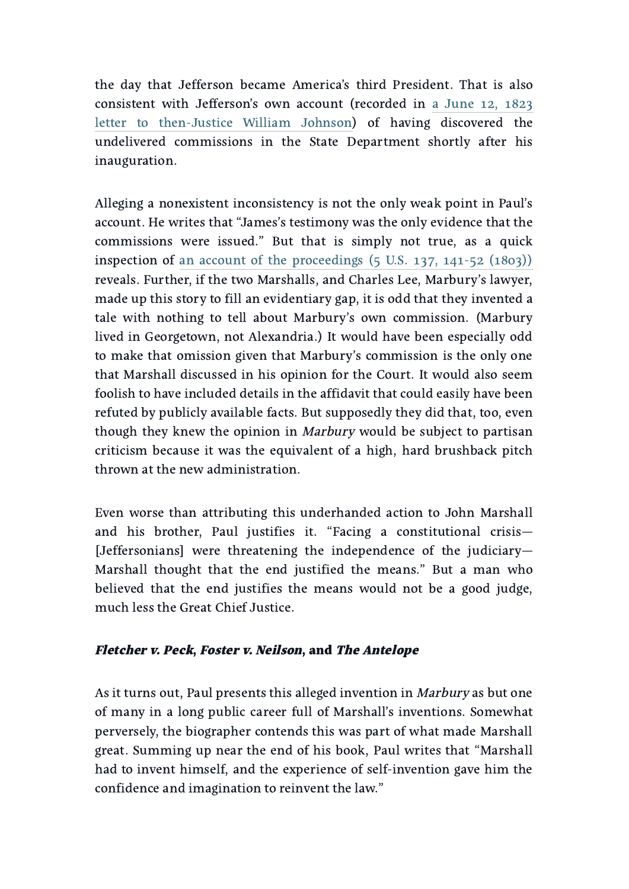the day that Jefferson became America's third President. That is also consistent with Jefferson's own account (recorded in a June 12, 1823 letter to then-Justice William Johnson) of having discovered the undelivered commissions in the State Department shortly after his inauguration.

Alleging a nonexistent inconsistency is not the only weak point in Paul's account. He writes that "James's testimony was the only evidence that the commissions were issued." But that is simply not true, as a quick inspection of an account of the proceedings (5 U.S. 137, 141-52 (1803)) reveals. Further, if the two Marshalls, and Charles Lee, Marbury's lawyer, made up this story to fill an evidentiary gap, it is odd that they invented a tale with nothing to tell about Marbury's own commission. (Marbury lived in Georgetown, not Alexandria.) It would have been especially odd to make that omission given that Marbury's commission is the only one that Marshall discussed in his opinion for the Court. It would also seem foolish to have included details in the affidavit that could easily have been refuted by publicly available facts. But supposedly they did that, too, even though they knew the opinion in *Marbury* would be subject to partisan criticism because it was the equivalent of a high, hard brushback pitch thrown at the new administration.

Even worse than attributing this underhanded action to John Marshall and his brother, Paul justifies it. "Facing a constitutional crisis—[Jeffersonians] were threatening the independence of the judiciary—Marshall thought that the end justified the means." But a man who believed that the end justifies the means would not be a good judge, much less the Great Chief Justice.

### ***Fletcher v. Peck*, *Foster v. Neilson*, and *The Antelope***

As it turns out, Paul presents this alleged invention in *Marbury* as but one of many in a long public career full of Marshall's inventions. Somewhat perversely, the biographer contends this was part of what made Marshall great. Summing up near the end of his book, Paul writes that "Marshall had to invent himself, and the experience of self-invention gave him the confidence and imagination to reinvent the law."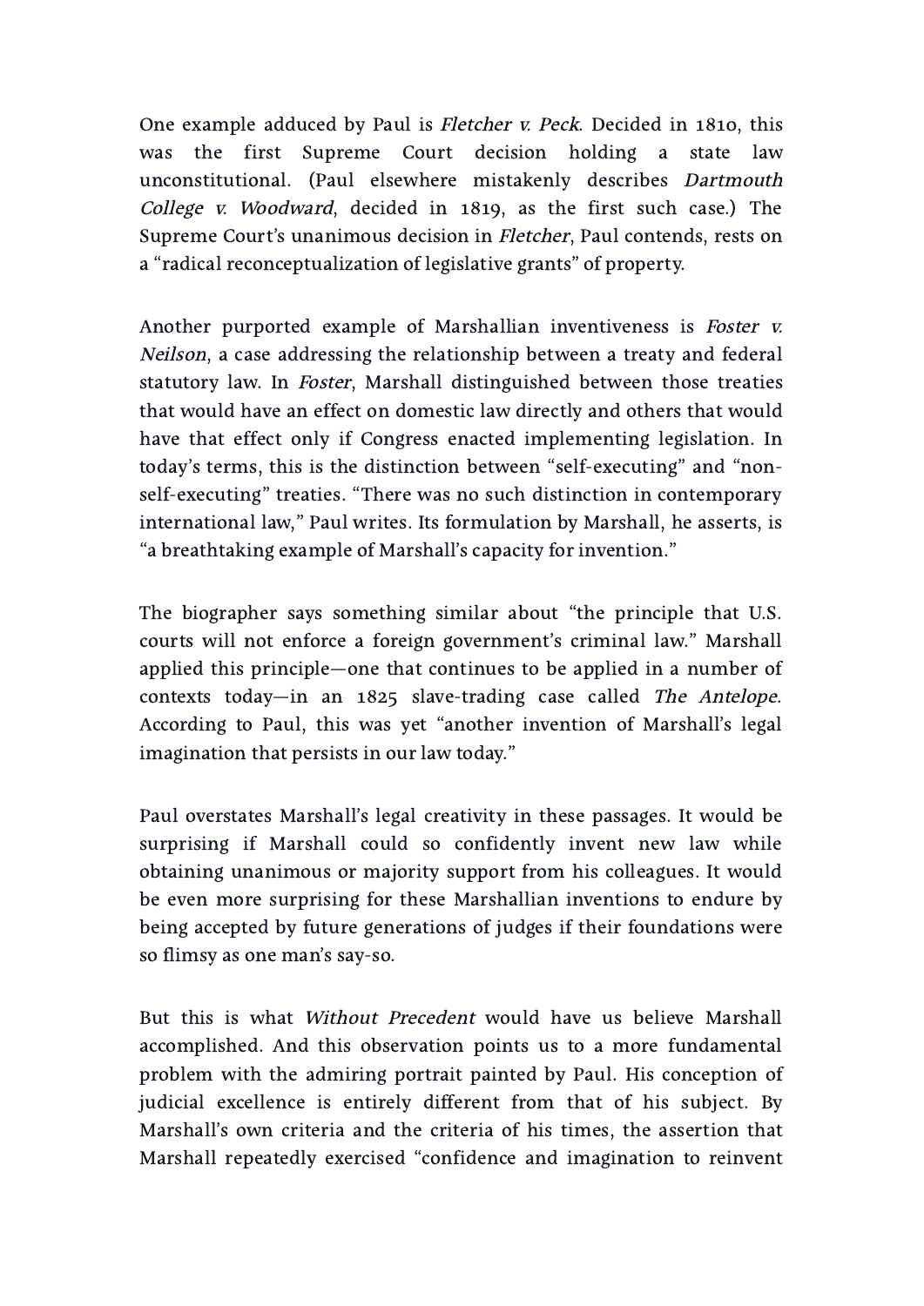One example adduced by Paul is *Fletcher v. Peck*. Decided in 1810, this was the first Supreme Court decision holding a state law unconstitutional. (Paul elsewhere mistakenly describes *Dartmouth College v. Woodward*, decided in 1819, as the first such case.) The Supreme Court's unanimous decision in *Fletcher*, Paul contends, rests on a "radical reconceptualization of legislative grants" of property.

Another purported example of Marshallian inventiveness is *Foster v. Neilson*, a case addressing the relationship between a treaty and federal statutory law. In *Foster*, Marshall distinguished between those treaties that would have an effect on domestic law directly and others that would have that effect only if Congress enacted implementing legislation. In today's terms, this is the distinction between "self-executing" and "non-self-executing" treaties. "There was no such distinction in contemporary international law," Paul writes. Its formulation by Marshall, he asserts, is "a breathtaking example of Marshall's capacity for invention."

The biographer says something similar about "the principle that U.S. courts will not enforce a foreign government's criminal law." Marshall applied this principle—one that continues to be applied in a number of contexts today—in an 1825 slave-trading case called *The Antelope*. According to Paul, this was yet "another invention of Marshall's legal imagination that persists in our law today."

Paul overstates Marshall's legal creativity in these passages. It would be surprising if Marshall could so confidently invent new law while obtaining unanimous or majority support from his colleagues. It would be even more surprising for these Marshallian inventions to endure by being accepted by future generations of judges if their foundations were so flimsy as one man's say-so.

But this is what *Without Precedent* would have us believe Marshall accomplished. And this observation points us to a more fundamental problem with the admiring portrait painted by Paul. His conception of judicial excellence is entirely different from that of his subject. By Marshall's own criteria and the criteria of his times, the assertion that Marshall repeatedly exercised "confidence and imagination to reinvent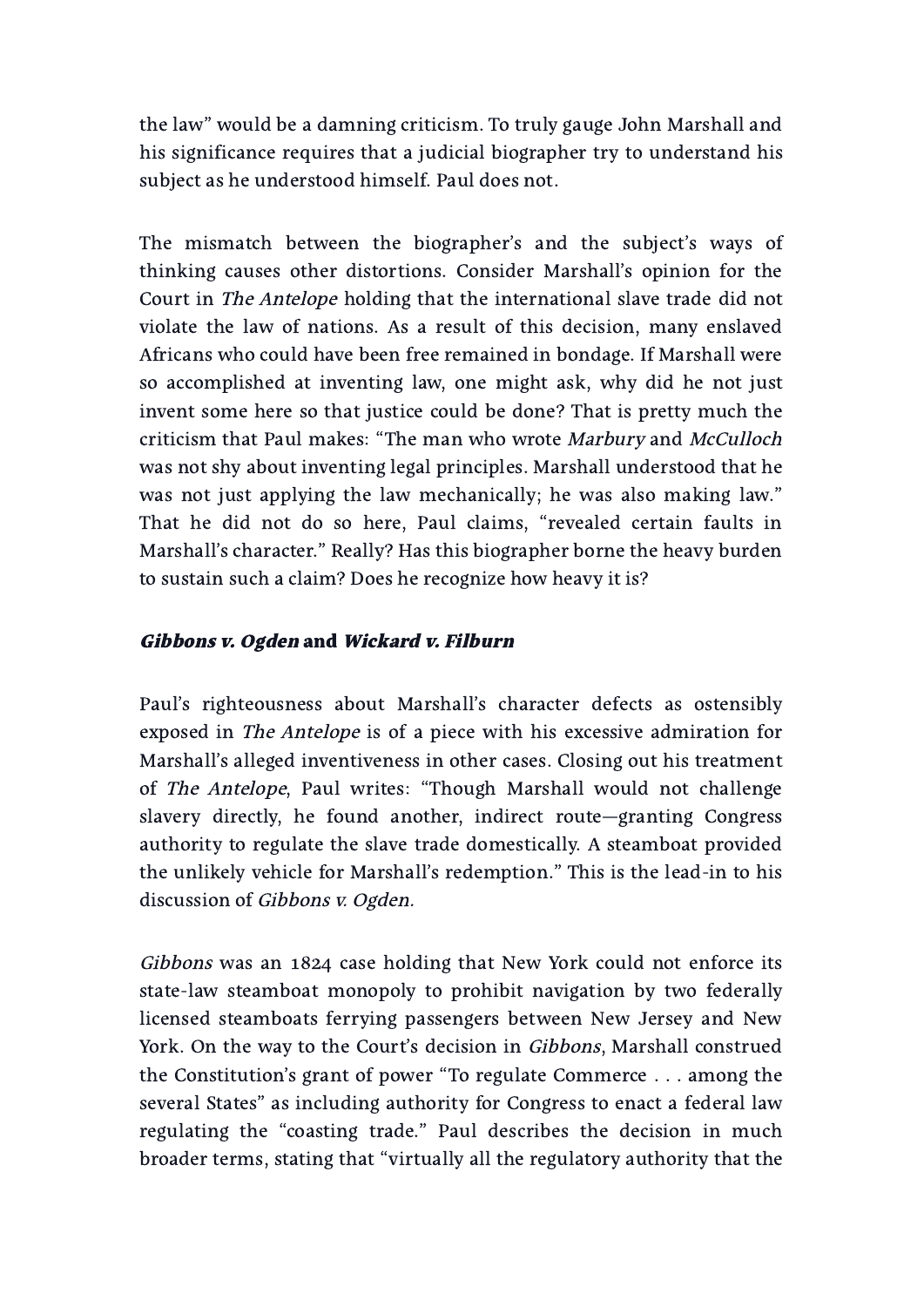the law" would be a damning criticism. To truly gauge John Marshall and his significance requires that a judicial biographer try to understand his subject as he understood himself. Paul does not.

The mismatch between the biographer's and the subject's ways of thinking causes other distortions. Consider Marshall's opinion for the Court in *The Antelope* holding that the international slave trade did not violate the law of nations. As a result of this decision, many enslaved Africans who could have been free remained in bondage. If Marshall were so accomplished at inventing law, one might ask, why did he not just invent some here so that justice could be done? That is pretty much the criticism that Paul makes: "The man who wrote *Marbury* and *McCulloch* was not shy about inventing legal principles. Marshall understood that he was not just applying the law mechanically; he was also making law." That he did not do so here, Paul claims, "revealed certain faults in Marshall's character." Really? Has this biographer borne the heavy burden to sustain such a claim? Does he recognize how heavy it is?

### *Gibbons v. Ogden* and *Wickard v. Filburn*

Paul's righteousness about Marshall's character defects as ostensibly exposed in *The Antelope* is of a piece with his excessive admiration for Marshall's alleged inventiveness in other cases. Closing out his treatment of *The Antelope*, Paul writes: "Though Marshall would not challenge slavery directly, he found another, indirect route—granting Congress authority to regulate the slave trade domestically. A steamboat provided the unlikely vehicle for Marshall's redemption." This is the lead-in to his discussion of *Gibbons v. Ogden.*

*Gibbons* was an 1824 case holding that New York could not enforce its state-law steamboat monopoly to prohibit navigation by two federally licensed steamboats ferrying passengers between New Jersey and New York. On the way to the Court's decision in *Gibbons*, Marshall construed the Constitution's grant of power "To regulate Commerce . . . among the several States" as including authority for Congress to enact a federal law regulating the "coasting trade." Paul describes the decision in much broader terms, stating that "virtually all the regulatory authority that the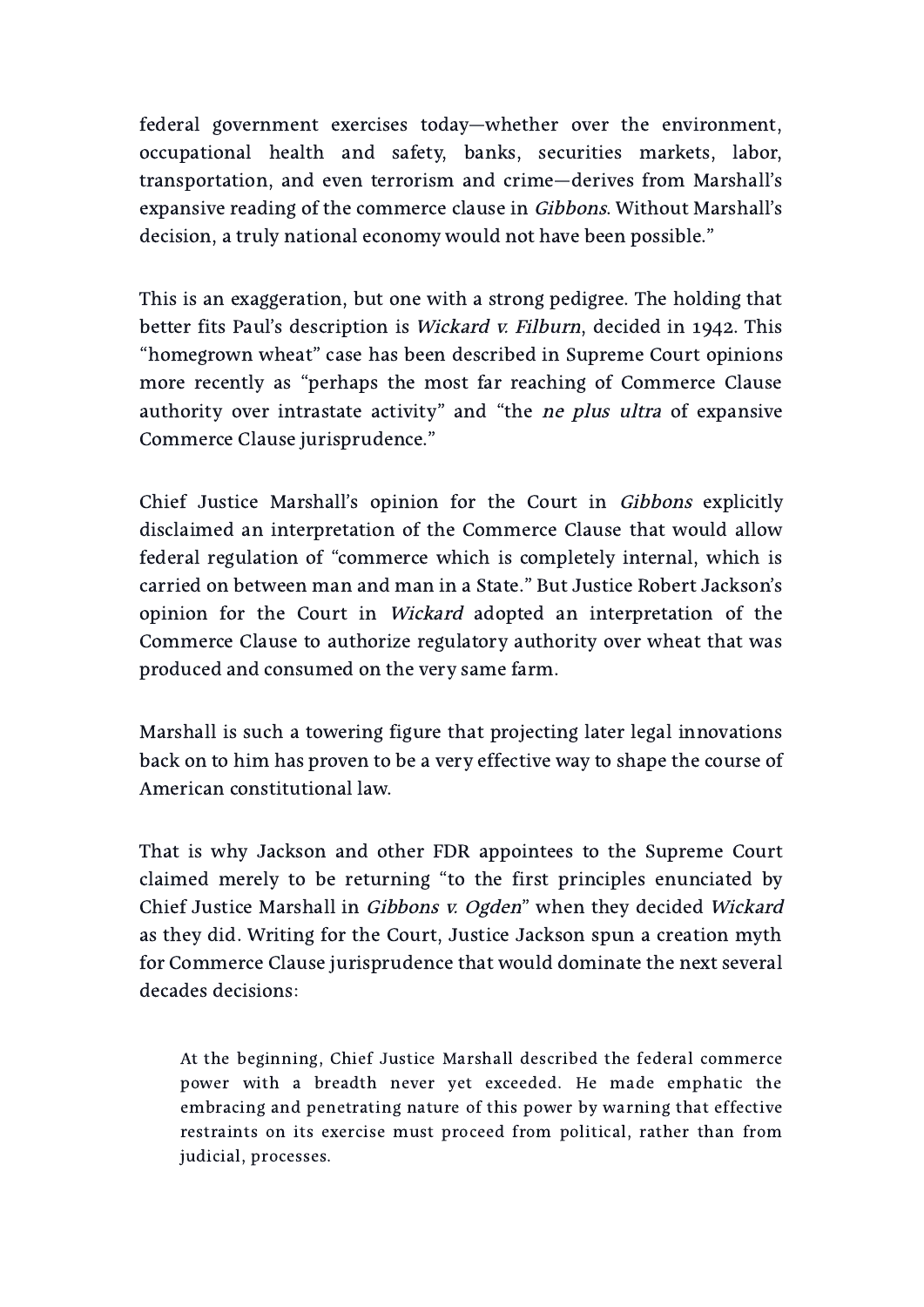federal government exercises today—whether over the environment, occupational health and safety, banks, securities markets, labor, transportation, and even terrorism and crime—derives from Marshall's expansive reading of the commerce clause in *Gibbons*. Without Marshall's decision, a truly national economy would not have been possible."

This is an exaggeration, but one with a strong pedigree. The holding that better fits Paul's description is *Wickard v. Filburn*, decided in 1942. This "homegrown wheat" case has been described in Supreme Court opinions more recently as "perhaps the most far reaching of Commerce Clause authority over intrastate activity" and "the *ne plus ultra* of expansive Commerce Clause jurisprudence."

Chief Justice Marshall's opinion for the Court in *Gibbons* explicitly disclaimed an interpretation of the Commerce Clause that would allow federal regulation of "commerce which is completely internal, which is carried on between man and man in a State." But Justice Robert Jackson's opinion for the Court in *Wickard* adopted an interpretation of the Commerce Clause to authorize regulatory authority over wheat that was produced and consumed on the very same farm.

Marshall is such a towering figure that projecting later legal innovations back on to him has proven to be a very effective way to shape the course of American constitutional law.

That is why Jackson and other FDR appointees to the Supreme Court claimed merely to be returning "to the first principles enunciated by Chief Justice Marshall in *Gibbons v. Ogden*" when they decided *Wickard* as they did. Writing for the Court, Justice Jackson spun a creation myth for Commerce Clause jurisprudence that would dominate the next several decades decisions:

> At the beginning, Chief Justice Marshall described the federal commerce power with a breadth never yet exceeded. He made emphatic the embracing and penetrating nature of this power by warning that effective restraints on its exercise must proceed from political, rather than from judicial, processes.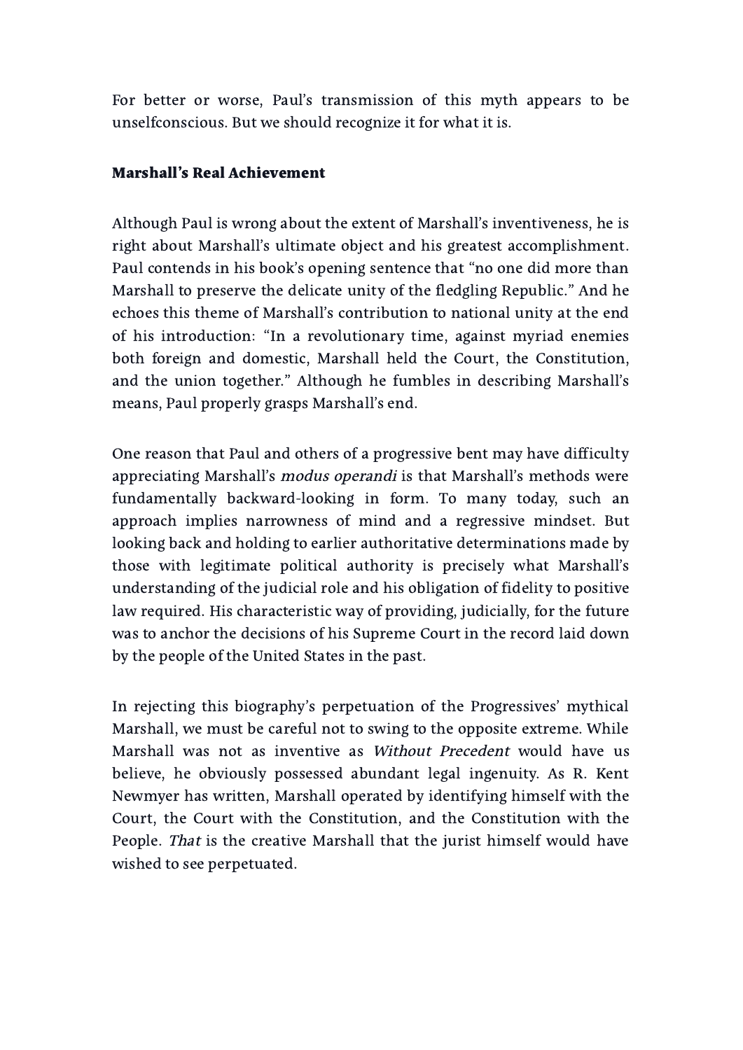For better or worse, Paul's transmission of this myth appears to be unselfconscious. But we should recognize it for what it is.

### Marshall's Real Achievement

Although Paul is wrong about the extent of Marshall's inventiveness, he is right about Marshall's ultimate object and his greatest accomplishment. Paul contends in his book's opening sentence that "no one did more than Marshall to preserve the delicate unity of the fledgling Republic." And he echoes this theme of Marshall's contribution to national unity at the end of his introduction: "In a revolutionary time, against myriad enemies both foreign and domestic, Marshall held the Court, the Constitution, and the union together." Although he fumbles in describing Marshall's means, Paul properly grasps Marshall's end.

One reason that Paul and others of a progressive bent may have difficulty appreciating Marshall's *modus operandi* is that Marshall's methods were fundamentally backward-looking in form. To many today, such an approach implies narrowness of mind and a regressive mindset. But looking back and holding to earlier authoritative determinations made by those with legitimate political authority is precisely what Marshall's understanding of the judicial role and his obligation of fidelity to positive law required. His characteristic way of providing, judicially, for the future was to anchor the decisions of his Supreme Court in the record laid down by the people of the United States in the past.

In rejecting this biography's perpetuation of the Progressives' mythical Marshall, we must be careful not to swing to the opposite extreme. While Marshall was not as inventive as *Without Precedent* would have us believe, he obviously possessed abundant legal ingenuity. As R. Kent Newmyer has written, Marshall operated by identifying himself with the Court, the Court with the Constitution, and the Constitution with the People. *That* is the creative Marshall that the jurist himself would have wished to see perpetuated.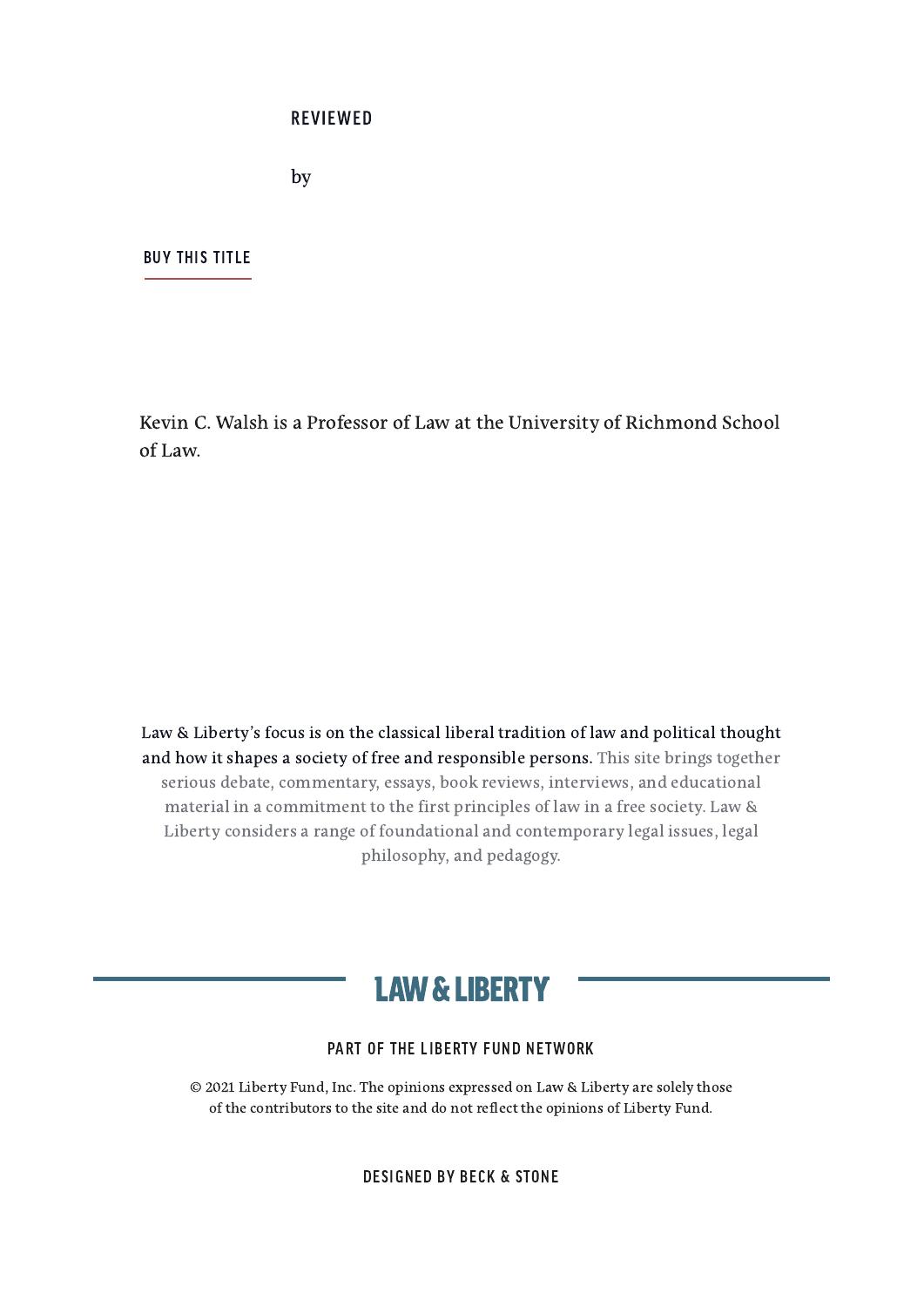REVIEWED

by

BUY THIS TITLE

Kevin C. Walsh is a Professor of Law at the University of Richmond School of Law.

Law & Liberty's focus is on the classical liberal tradition of law and political thought and how it shapes a society of free and responsible persons. This site brings together serious debate, commentary, essays, book reviews, interviews, and educational material in a commitment to the first principles of law in a free society. Law & Liberty considers a range of foundational and contemporary legal issues, legal philosophy, and pedagogy.

LAW & LIBERTY

PART OF THE LIBERTY FUND NETWORK

© 2021 Liberty Fund, Inc. The opinions expressed on Law & Liberty are solely those of the contributors to the site and do not reflect the opinions of Liberty Fund.

DESIGNED BY BECK & STONE